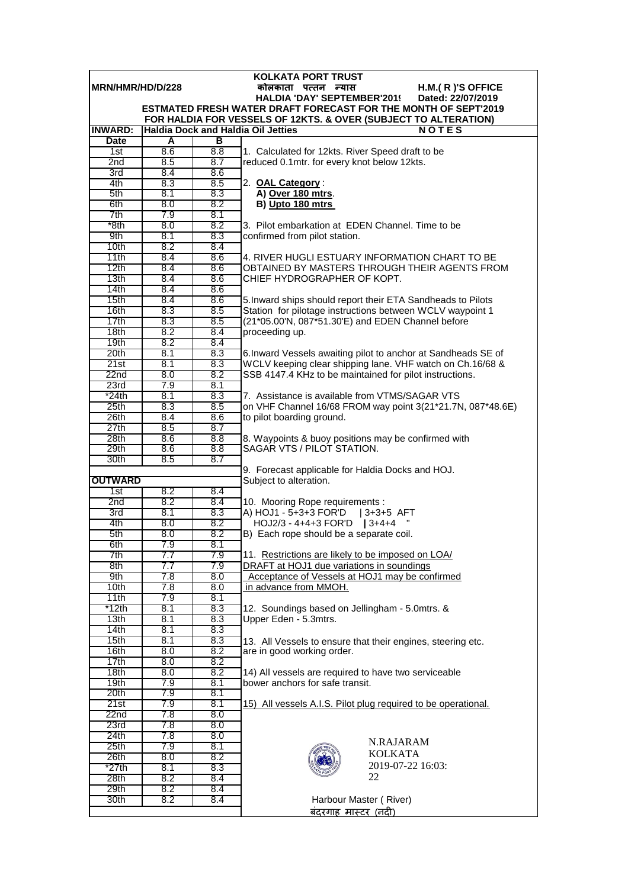**KOLKATA PORT TRUST**

**MRN/HMR/HD/D/228** | **कोलकाता पत्तन न्यास** | **H.M.( R )'S OFFICE**

**HALDIA 'DAY' SEPTEMBER'2019** | **Dated: 22/07/2019**

## ESTMATED FRESH WATER DRAFT FORECAST FOR THE MONTH OF SEPT'2019

## FOR HALDIA FOR VESSELS OF 12KTS. & OVER (SUBJECT TO ALTERATION)

**INWARD: Haldia Dock and Haldia Oil Jetties**

| Date | A | B |
|---|---|---|
| 1st | 8.6 | 8.8 |
| 2nd | 8.5 | 8.7 |
| 3rd | 8.4 | 8.6 |
| 4th | 8.3 | 8.5 |
| 5th | 8.1 | 8.3 |
| 6th | 8.0 | 8.2 |
| 7th | 7.9 | 8.1 |
| *8th | 8.0 | 8.2 |
| 9th | 8.1 | 8.3 |
| 10th | 8.2 | 8.4 |
| 11th | 8.4 | 8.6 |
| 12th | 8.4 | 8.6 |
| 13th | 8.4 | 8.6 |
| 14th | 8.4 | 8.6 |
| 15th | 8.4 | 8.6 |
| 16th | 8.3 | 8.5 |
| 17th | 8.3 | 8.5 |
| 18th | 8.2 | 8.4 |
| 19th | 8.2 | 8.4 |
| 20th | 8.1 | 8.3 |
| 21st | 8.1 | 8.3 |
| 22nd | 8.0 | 8.2 |
| 23rd | 7.9 | 8.1 |
| *24th | 8.1 | 8.3 |
| 25th | 8.3 | 8.5 |
| 26th | 8.4 | 8.6 |
| 27th | 8.5 | 8.7 |
| 28th | 8.6 | 8.8 |
| 29th | 8.6 | 8.8 |
| 30th | 8.5 | 8.7 |

**OUTWARD**

| Date | A | B |
|---|---|---|
| 1st | 8.2 | 8.4 |
| 2nd | 8.2 | 8.4 |
| 3rd | 8.1 | 8.3 |
| 4th | 8.0 | 8.2 |
| 5th | 8.0 | 8.2 |
| 6th | 7.9 | 8.1 |
| 7th | 7.7 | 7.9 |
| 8th | 7.7 | 7.9 |
| 9th | 7.8 | 8.0 |
| 10th | 7.8 | 8.0 |
| 11th | 7.9 | 8.1 |
| *12th | 8.1 | 8.3 |
| 13th | 8.1 | 8.3 |
| 14th | 8.1 | 8.3 |
| 15th | 8.1 | 8.3 |
| 16th | 8.0 | 8.2 |
| 17th | 8.0 | 8.2 |
| 18th | 8.0 | 8.2 |
| 19th | 7.9 | 8.1 |
| 20th | 7.9 | 8.1 |
| 21st | 7.9 | 8.1 |
| 22nd | 7.8 | 8.0 |
| 23rd | 7.8 | 8.0 |
| 24th | 7.8 | 8.0 |
| 25th | 7.9 | 8.1 |
| 26th | 8.0 | 8.2 |
| *27th | 8.1 | 8.3 |
| 28th | 8.2 | 8.4 |
| 29th | 8.2 | 8.4 |
| 30th | 8.2 | 8.4 |

**N O T E S**

1. Calculated for 12kts. River Speed draft to be reduced 0.1mtr. for every knot below 12kts.

2. **OAL Category** :
   **A) Over 180 mtrs**.
   **B) Upto 180 mtrs**

3. Pilot embarkation at EDEN Channel. Time to be confirmed from pilot station.

4. RIVER HUGLI ESTUARY INFORMATION CHART TO BE OBTAINED BY MASTERS THROUGH THEIR AGENTS FROM CHIEF HYDROGRAPHER OF KOPT.

5. Inward ships should report their ETA Sandheads to Pilots Station for pilotage instructions between WCLV waypoint 1 (21*05.00'N, 087*51.30'E) and EDEN Channel before proceeding up.

6. Inward Vessels awaiting pilot to anchor at Sandheads SE of WCLV keeping clear shipping lane. VHF watch on Ch.16/68 & SSB 4147.4 KHz to be maintained for pilot instructions.

7. Assistance is available from VTMS/SAGAR VTS on VHF Channel 16/68 FROM way point 3(21*21.7N, 087*48.6E) to pilot boarding ground.

8. Waypoints & buoy positions may be confirmed with SAGAR VTS / PILOT STATION.

9. Forecast applicable for Haldia Docks and HOJ. Subject to alteration.

10. Mooring Rope requirements :
A) HOJ1 - 5+3+3 FOR'D | 3+3+5 AFT
HOJ2/3 - 4+4+3 FOR'D | 3+4+4 "
B) Each rope should be a separate coil.

11. Restrictions are likely to be imposed on LOA/ DRAFT at HOJ1 due variations in soundings Acceptance of Vessels at HOJ1 may be confirmed in advance from MMOH.

12. Soundings based on Jellingham - 5.0mtrs. & Upper Eden - 5.3mtrs.

13. All Vessels to ensure that their engines, steering etc. are in good working order.

14) All vessels are required to have two serviceable bower anchors for safe transit.

15) All vessels A.I.S. Pilot plug required to be operational.

N.RAJARAM
KOLKATA
2019-07-22 16:03:22

Harbour Master ( River)
बंदरगाह मास्टर (नदी)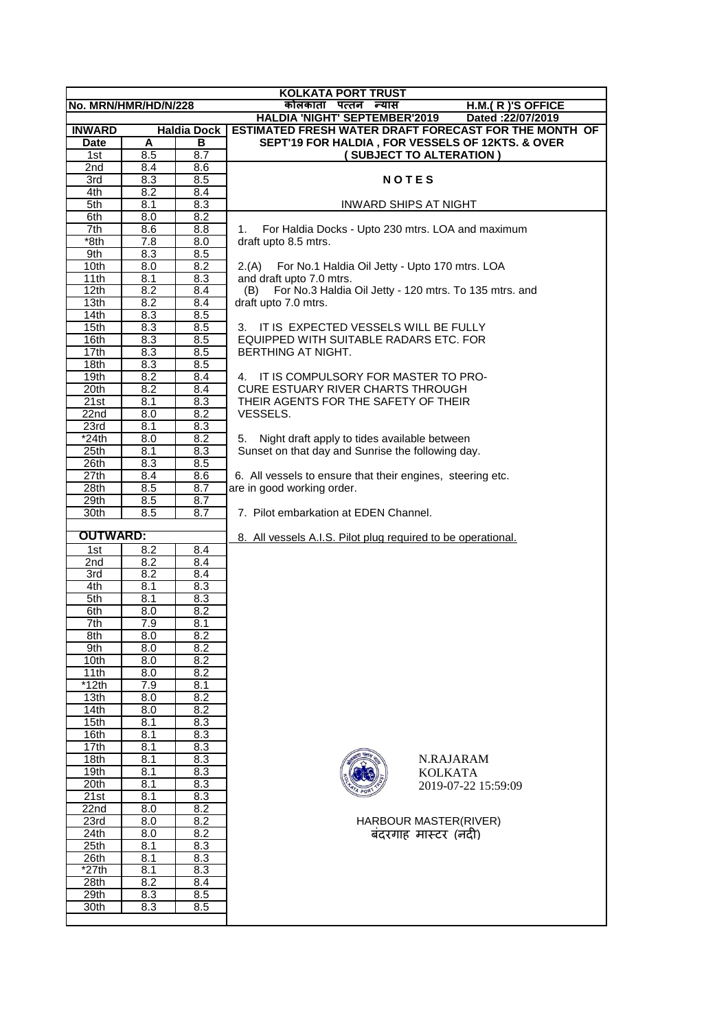# KOLKATA PORT TRUST

**No. MRN/HMR/HD/N/228** — **कोलकाता पत्तन न्यास** — **H.M.( R )'S OFFICE**

**HALDIA 'NIGHT' SEPTEMBER'2019** — **Dated :22/07/2019**

**ESTIMATED FRESH WATER DRAFT FORECAST FOR THE MONTH OF SEPT'19 FOR HALDIA , FOR VESSELS OF 12KTS. & OVER**

**( SUBJECT TO ALTERATION )**

| INWARD | Haldia Dock | |
|---|---|---|
| **Date** | **A** | **B** |
| 1st | 8.5 | 8.7 |
| 2nd | 8.4 | 8.6 |
| 3rd | 8.3 | 8.5 |
| 4th | 8.2 | 8.4 |
| 5th | 8.1 | 8.3 |
| 6th | 8.0 | 8.2 |
| 7th | 8.6 | 8.8 |
| *8th | 7.8 | 8.0 |
| 9th | 8.3 | 8.5 |
| 10th | 8.0 | 8.2 |
| 11th | 8.1 | 8.3 |
| 12th | 8.2 | 8.4 |
| 13th | 8.2 | 8.4 |
| 14th | 8.3 | 8.5 |
| 15th | 8.3 | 8.5 |
| 16th | 8.3 | 8.5 |
| 17th | 8.3 | 8.5 |
| 18th | 8.3 | 8.5 |
| 19th | 8.2 | 8.4 |
| 20th | 8.2 | 8.4 |
| 21st | 8.1 | 8.3 |
| 22nd | 8.0 | 8.2 |
| 23rd | 8.1 | 8.3 |
| *24th | 8.0 | 8.2 |
| 25th | 8.1 | 8.3 |
| 26th | 8.3 | 8.5 |
| 27th | 8.4 | 8.6 |
| 28th | 8.5 | 8.7 |
| 29th | 8.5 | 8.7 |
| 30th | 8.5 | 8.7 |

| OUTWARD: | | |
|---|---|---|
| 1st | 8.2 | 8.4 |
| 2nd | 8.2 | 8.4 |
| 3rd | 8.2 | 8.4 |
| 4th | 8.1 | 8.3 |
| 5th | 8.1 | 8.3 |
| 6th | 8.0 | 8.2 |
| 7th | 7.9 | 8.1 |
| 8th | 8.0 | 8.2 |
| 9th | 8.0 | 8.2 |
| 10th | 8.0 | 8.2 |
| 11th | 8.0 | 8.2 |
| *12th | 7.9 | 8.1 |
| 13th | 8.0 | 8.2 |
| 14th | 8.0 | 8.2 |
| 15th | 8.1 | 8.3 |
| 16th | 8.1 | 8.3 |
| 17th | 8.1 | 8.3 |
| 18th | 8.1 | 8.3 |
| 19th | 8.1 | 8.3 |
| 20th | 8.1 | 8.3 |
| 21st | 8.1 | 8.3 |
| 22nd | 8.0 | 8.2 |
| 23rd | 8.0 | 8.2 |
| 24th | 8.0 | 8.2 |
| 25th | 8.1 | 8.3 |
| 26th | 8.1 | 8.3 |
| *27th | 8.1 | 8.3 |
| 28th | 8.2 | 8.4 |
| 29th | 8.3 | 8.5 |
| 30th | 8.3 | 8.5 |

## N O T E S

INWARD SHIPS AT NIGHT

1. For Haldia Docks - Upto 230 mtrs. LOA and maximum draft upto 8.5 mtrs.

2.(A) For No.1 Haldia Oil Jetty - Upto 170 mtrs. LOA and draft upto 7.0 mtrs.
(B) For No.3 Haldia Oil Jetty - 120 mtrs. To 135 mtrs. and draft upto 7.0 mtrs.

3. IT IS EXPECTED VESSELS WILL BE FULLY EQUIPPED WITH SUITABLE RADARS ETC. FOR BERTHING AT NIGHT.

4. IT IS COMPULSORY FOR MASTER TO PROCURE ESTUARY RIVER CHARTS THROUGH THEIR AGENTS FOR THE SAFETY OF THEIR VESSELS.

5. Night draft apply to tides available between Sunset on that day and Sunrise the following day.

6. All vessels to ensure that their engines, steering etc. are in good working order.

7. Pilot embarkation at EDEN Channel.

8. All vessels A.I.S. Pilot plug required to be operational.

N.RAJARAM
KOLKATA
2019-07-22 15:59:09

HARBOUR MASTER(RIVER)
बंदरगाह मास्टर (नदी)